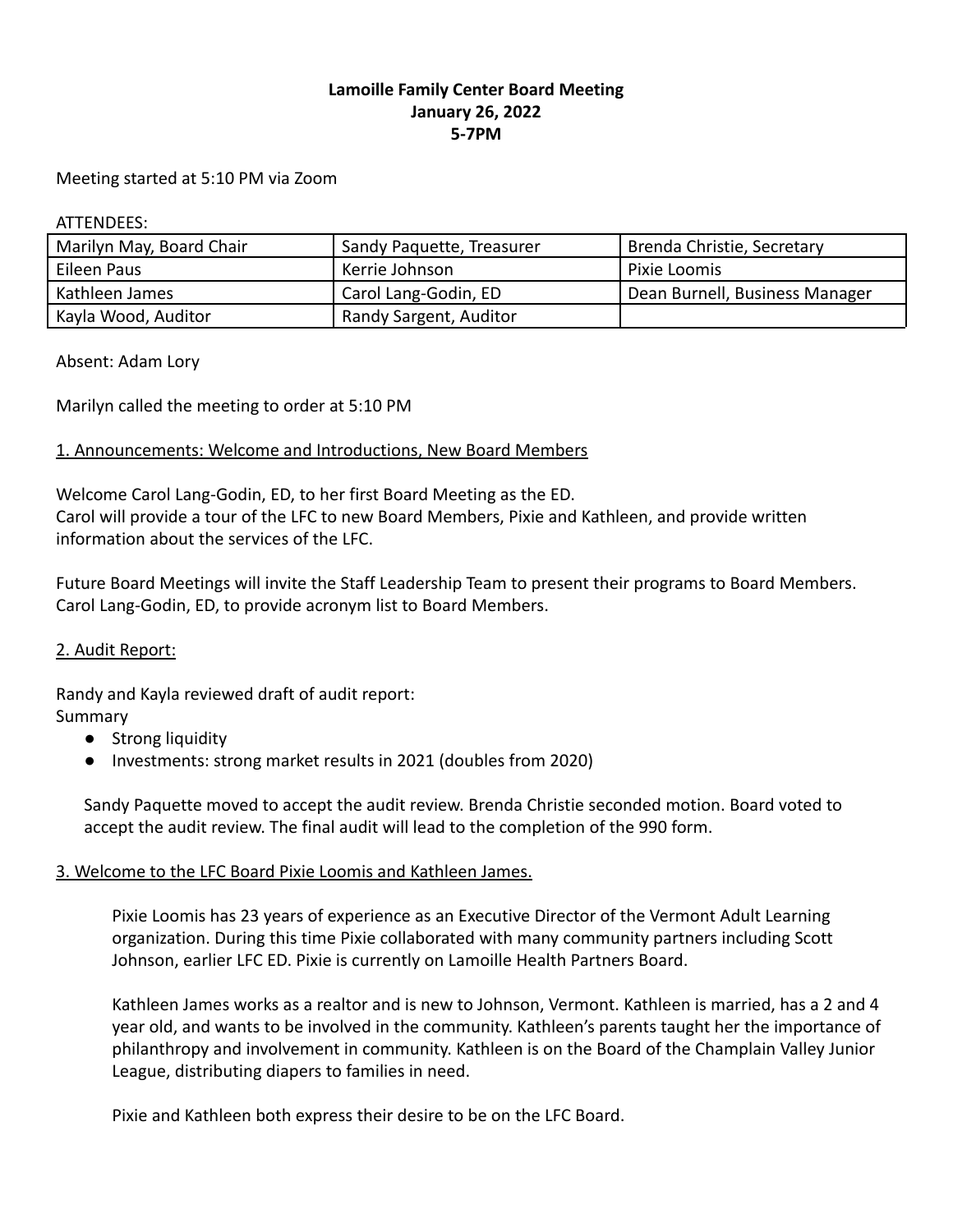# Lamoille Family Center Board Meeting
## January 26, 2022
## 5-7PM

Meeting started at 5:10 PM via Zoom

ATTENDEES:

| | | |
|---|---|---|
| Marilyn May, Board Chair | Sandy Paquette, Treasurer | Brenda Christie, Secretary |
| Eileen Paus | Kerrie Johnson | Pixie Loomis |
| Kathleen James | Carol Lang-Godin, ED | Dean Burnell, Business Manager |
| Kayla Wood, Auditor | Randy Sargent, Auditor | |

Absent: Adam Lory

Marilyn called the meeting to order at 5:10 PM

<u>1. Announcements: Welcome and Introductions, New Board Members</u>

Welcome Carol Lang-Godin, ED, to her first Board Meeting as the ED.
Carol will provide a tour of the LFC to new Board Members, Pixie and Kathleen, and provide written information about the services of the LFC.

Future Board Meetings will invite the Staff Leadership Team to present their programs to Board Members.
Carol Lang-Godin, ED, to provide acronym list to Board Members.

<u>2. Audit Report:</u>

Randy and Kayla reviewed draft of audit report:
Summary

- Strong liquidity
- Investments: strong market results in 2021 (doubles from 2020)

Sandy Paquette moved to accept the audit review. Brenda Christie seconded motion. Board voted to accept the audit review. The final audit will lead to the completion of the 990 form.

<u>3. Welcome to the LFC Board Pixie Loomis and Kathleen James.</u>

Pixie Loomis has 23 years of experience as an Executive Director of the Vermont Adult Learning organization. During this time Pixie collaborated with many community partners including Scott Johnson, earlier LFC ED. Pixie is currently on Lamoille Health Partners Board.

Kathleen James works as a realtor and is new to Johnson, Vermont. Kathleen is married, has a 2 and 4 year old, and wants to be involved in the community. Kathleen's parents taught her the importance of philanthropy and involvement in community. Kathleen is on the Board of the Champlain Valley Junior League, distributing diapers to families in need.

Pixie and Kathleen both express their desire to be on the LFC Board.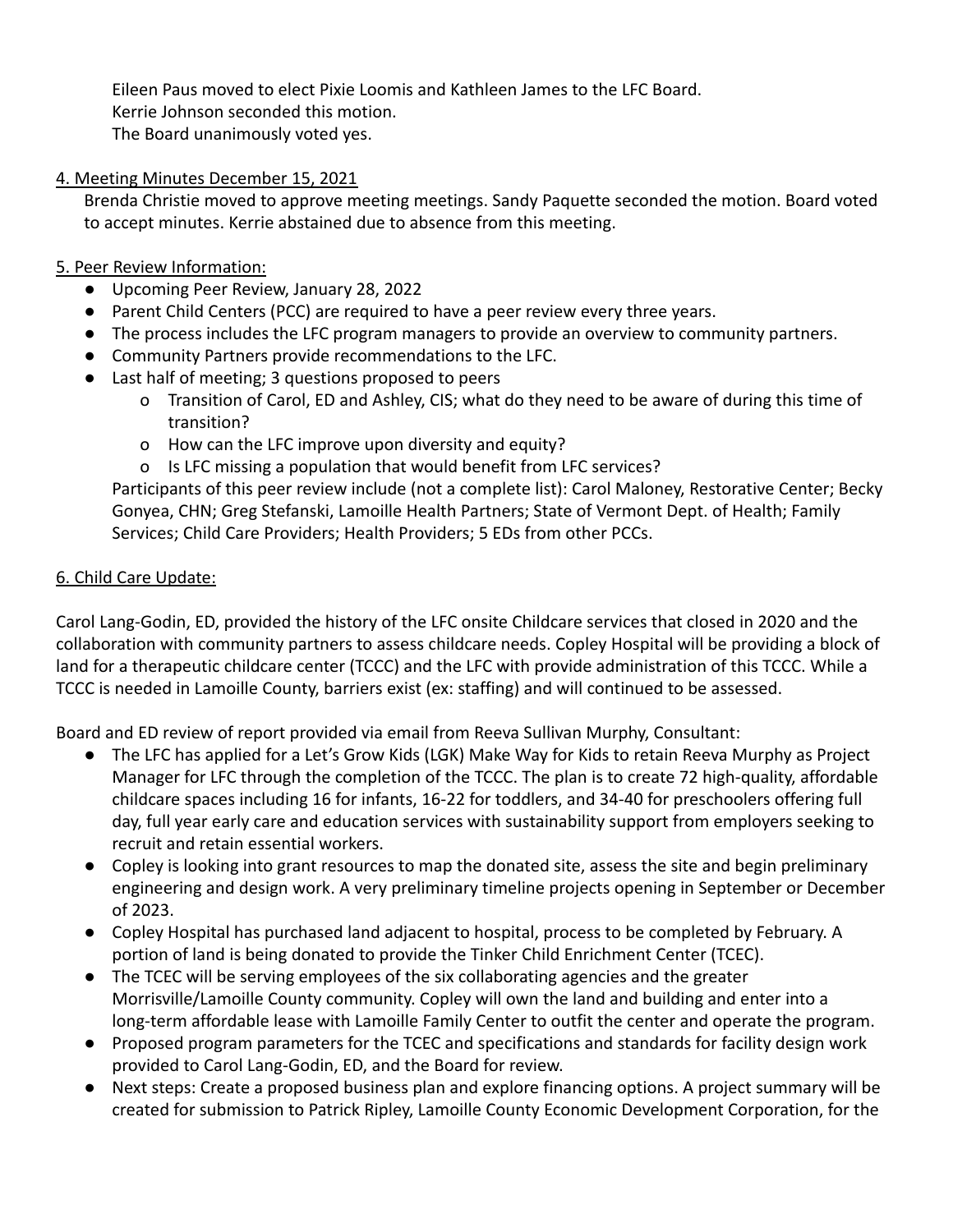Eileen Paus moved to elect Pixie Loomis and Kathleen James to the LFC Board.
Kerrie Johnson seconded this motion.
The Board unanimously voted yes.

4. Meeting Minutes December 15, 2021

Brenda Christie moved to approve meeting meetings. Sandy Paquette seconded the motion. Board voted to accept minutes. Kerrie abstained due to absence from this meeting.

5. Peer Review Information:

- Upcoming Peer Review, January 28, 2022
- Parent Child Centers (PCC) are required to have a peer review every three years.
- The process includes the LFC program managers to provide an overview to community partners.
- Community Partners provide recommendations to the LFC.
- Last half of meeting; 3 questions proposed to peers
    - o Transition of Carol, ED and Ashley, CIS; what do they need to be aware of during this time of transition?
    - o How can the LFC improve upon diversity and equity?
    - o Is LFC missing a population that would benefit from LFC services?

Participants of this peer review include (not a complete list): Carol Maloney, Restorative Center; Becky Gonyea, CHN; Greg Stefanski, Lamoille Health Partners; State of Vermont Dept. of Health; Family Services; Child Care Providers; Health Providers; 5 EDs from other PCCs.

6. Child Care Update:

Carol Lang-Godin, ED, provided the history of the LFC onsite Childcare services that closed in 2020 and the collaboration with community partners to assess childcare needs. Copley Hospital will be providing a block of land for a therapeutic childcare center (TCCC) and the LFC with provide administration of this TCCC. While a TCCC is needed in Lamoille County, barriers exist (ex: staffing) and will continued to be assessed.

Board and ED review of report provided via email from Reeva Sullivan Murphy, Consultant:

- The LFC has applied for a Let's Grow Kids (LGK) Make Way for Kids to retain Reeva Murphy as Project Manager for LFC through the completion of the TCCC. The plan is to create 72 high-quality, affordable childcare spaces including 16 for infants, 16-22 for toddlers, and 34-40 for preschoolers offering full day, full year early care and education services with sustainability support from employers seeking to recruit and retain essential workers.
- Copley is looking into grant resources to map the donated site, assess the site and begin preliminary engineering and design work. A very preliminary timeline projects opening in September or December of 2023.
- Copley Hospital has purchased land adjacent to hospital, process to be completed by February. A portion of land is being donated to provide the Tinker Child Enrichment Center (TCEC).
- The TCEC will be serving employees of the six collaborating agencies and the greater Morrisville/Lamoille County community. Copley will own the land and building and enter into a long-term affordable lease with Lamoille Family Center to outfit the center and operate the program.
- Proposed program parameters for the TCEC and specifications and standards for facility design work provided to Carol Lang-Godin, ED, and the Board for review.
- Next steps: Create a proposed business plan and explore financing options. A project summary will be created for submission to Patrick Ripley, Lamoille County Economic Development Corporation, for the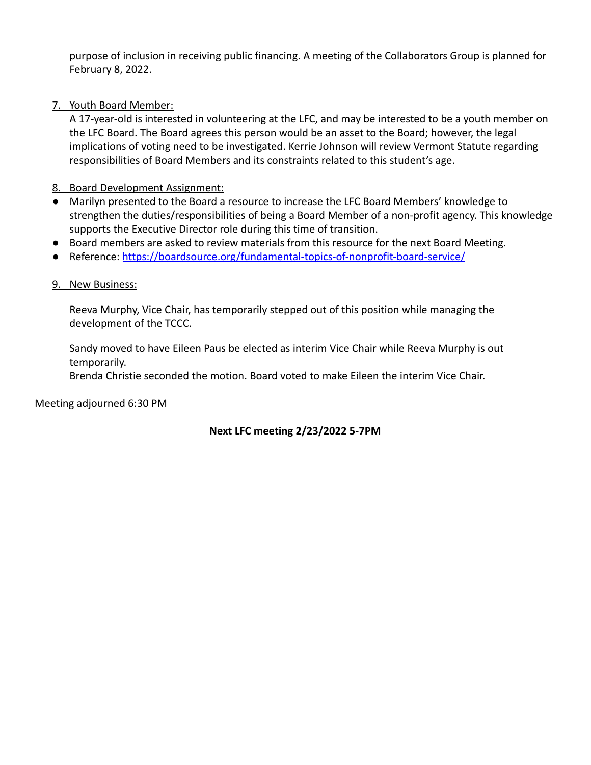purpose of inclusion in receiving public financing. A meeting of the Collaborators Group is planned for February 8, 2022.

7. Youth Board Member:

   A 17-year-old is interested in volunteering at the LFC, and may be interested to be a youth member on the LFC Board. The Board agrees this person would be an asset to the Board; however, the legal implications of voting need to be investigated. Kerrie Johnson will review Vermont Statute regarding responsibilities of Board Members and its constraints related to this student's age.

8. Board Development Assignment:

- Marilyn presented to the Board a resource to increase the LFC Board Members' knowledge to strengthen the duties/responsibilities of being a Board Member of a non-profit agency. This knowledge supports the Executive Director role during this time of transition.
- Board members are asked to review materials from this resource for the next Board Meeting.
- Reference: https://boardsource.org/fundamental-topics-of-nonprofit-board-service/

9. New Business:

   Reeva Murphy, Vice Chair, has temporarily stepped out of this position while managing the development of the TCCC.

   Sandy moved to have Eileen Paus be elected as interim Vice Chair while Reeva Murphy is out temporarily.
   Brenda Christie seconded the motion. Board voted to make Eileen the interim Vice Chair.

Meeting adjourned 6:30 PM

**Next LFC meeting 2/23/2022 5-7PM**